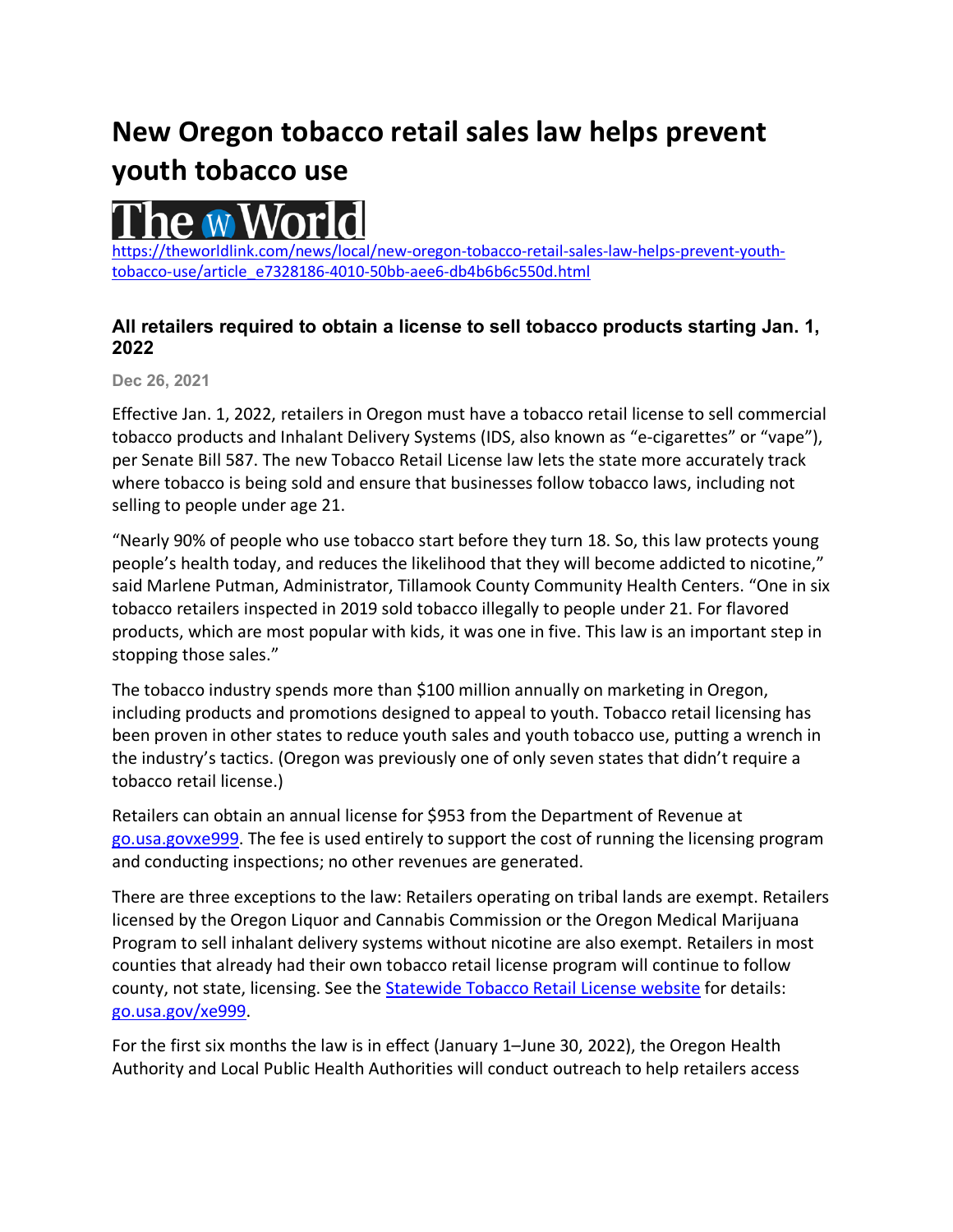# New Oregon tobacco retail sales law helps prevent youth tobacco use

The World

https://theworldlink.com/news/local/new-oregon-tobacco-retail-sales-law-helps-prevent-youth-tobacco-use/article_e7328186-4010-50bb-aee6-db4b6b6c550d.html

### All retailers required to obtain a license to sell tobacco products starting Jan. 1, 2022

Dec 26, 2021

Effective Jan. 1, 2022, retailers in Oregon must have a tobacco retail license to sell commercial tobacco products and Inhalant Delivery Systems (IDS, also known as "e-cigarettes" or "vape"), per Senate Bill 587. The new Tobacco Retail License law lets the state more accurately track where tobacco is being sold and ensure that businesses follow tobacco laws, including not selling to people under age 21.

"Nearly 90% of people who use tobacco start before they turn 18. So, this law protects young people's health today, and reduces the likelihood that they will become addicted to nicotine," said Marlene Putman, Administrator, Tillamook County Community Health Centers. "One in six tobacco retailers inspected in 2019 sold tobacco illegally to people under 21. For flavored products, which are most popular with kids, it was one in five. This law is an important step in stopping those sales."

The tobacco industry spends more than $100 million annually on marketing in Oregon, including products and promotions designed to appeal to youth. Tobacco retail licensing has been proven in other states to reduce youth sales and youth tobacco use, putting a wrench in the industry's tactics. (Oregon was previously one of only seven states that didn't require a tobacco retail license.)

Retailers can obtain an annual license for $953 from the Department of Revenue at go.usa.govxe999. The fee is used entirely to support the cost of running the licensing program and conducting inspections; no other revenues are generated.

There are three exceptions to the law: Retailers operating on tribal lands are exempt. Retailers licensed by the Oregon Liquor and Cannabis Commission or the Oregon Medical Marijuana Program to sell inhalant delivery systems without nicotine are also exempt. Retailers in most counties that already had their own tobacco retail license program will continue to follow county, not state, licensing. See the Statewide Tobacco Retail License website for details: go.usa.gov/xe999.

For the first six months the law is in effect (January 1–June 30, 2022), the Oregon Health Authority and Local Public Health Authorities will conduct outreach to help retailers access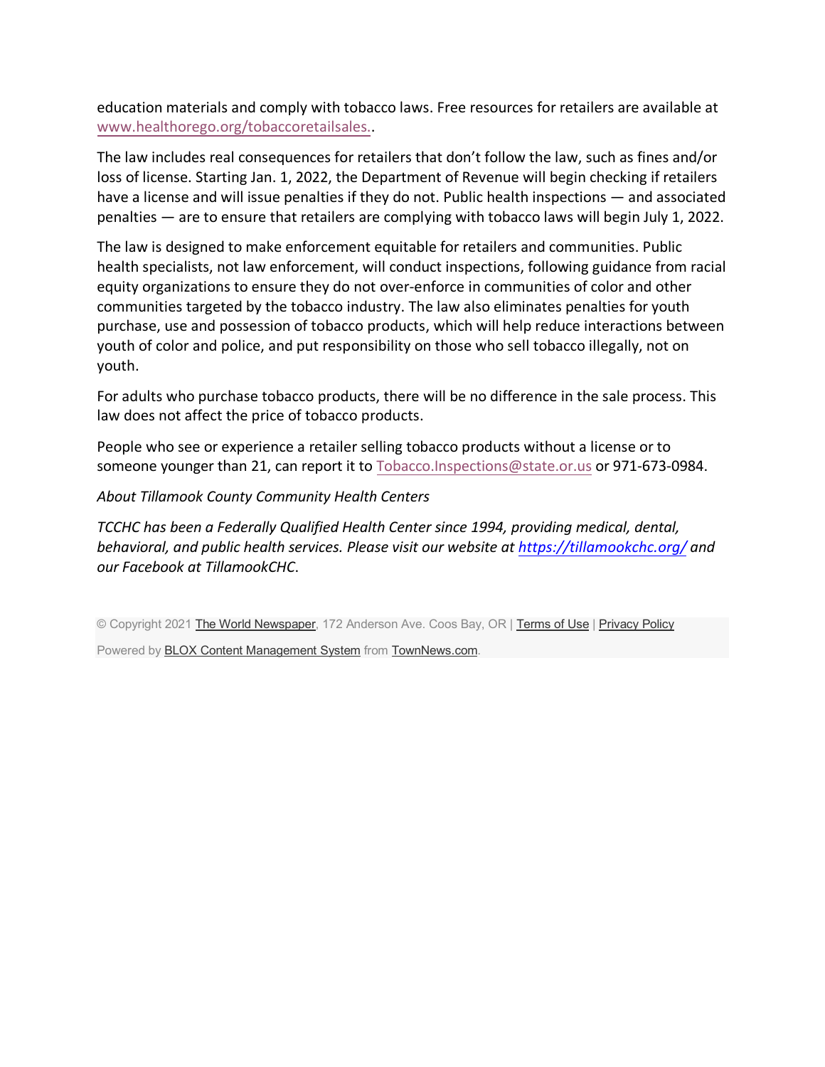education materials and comply with tobacco laws. Free resources for retailers are available at www.healthorego.org/tobaccoretailsales..

The law includes real consequences for retailers that don't follow the law, such as fines and/or loss of license. Starting Jan. 1, 2022, the Department of Revenue will begin checking if retailers have a license and will issue penalties if they do not. Public health inspections — and associated penalties — are to ensure that retailers are complying with tobacco laws will begin July 1, 2022.

The law is designed to make enforcement equitable for retailers and communities. Public health specialists, not law enforcement, will conduct inspections, following guidance from racial equity organizations to ensure they do not over-enforce in communities of color and other communities targeted by the tobacco industry. The law also eliminates penalties for youth purchase, use and possession of tobacco products, which will help reduce interactions between youth of color and police, and put responsibility on those who sell tobacco illegally, not on youth.

For adults who purchase tobacco products, there will be no difference in the sale process. This law does not affect the price of tobacco products.

People who see or experience a retailer selling tobacco products without a license or to someone younger than 21, can report it to Tobacco.Inspections@state.or.us or 971-673-0984.

*About Tillamook County Community Health Centers*

*TCCHC has been a Federally Qualified Health Center since 1994, providing medical, dental, behavioral, and public health services. Please visit our website at https://tillamookchc.org/ and our Facebook at TillamookCHC.*

© Copyright 2021 The World Newspaper, 172 Anderson Ave. Coos Bay, OR | Terms of Use | Privacy Policy

Powered by BLOX Content Management System from TownNews.com.